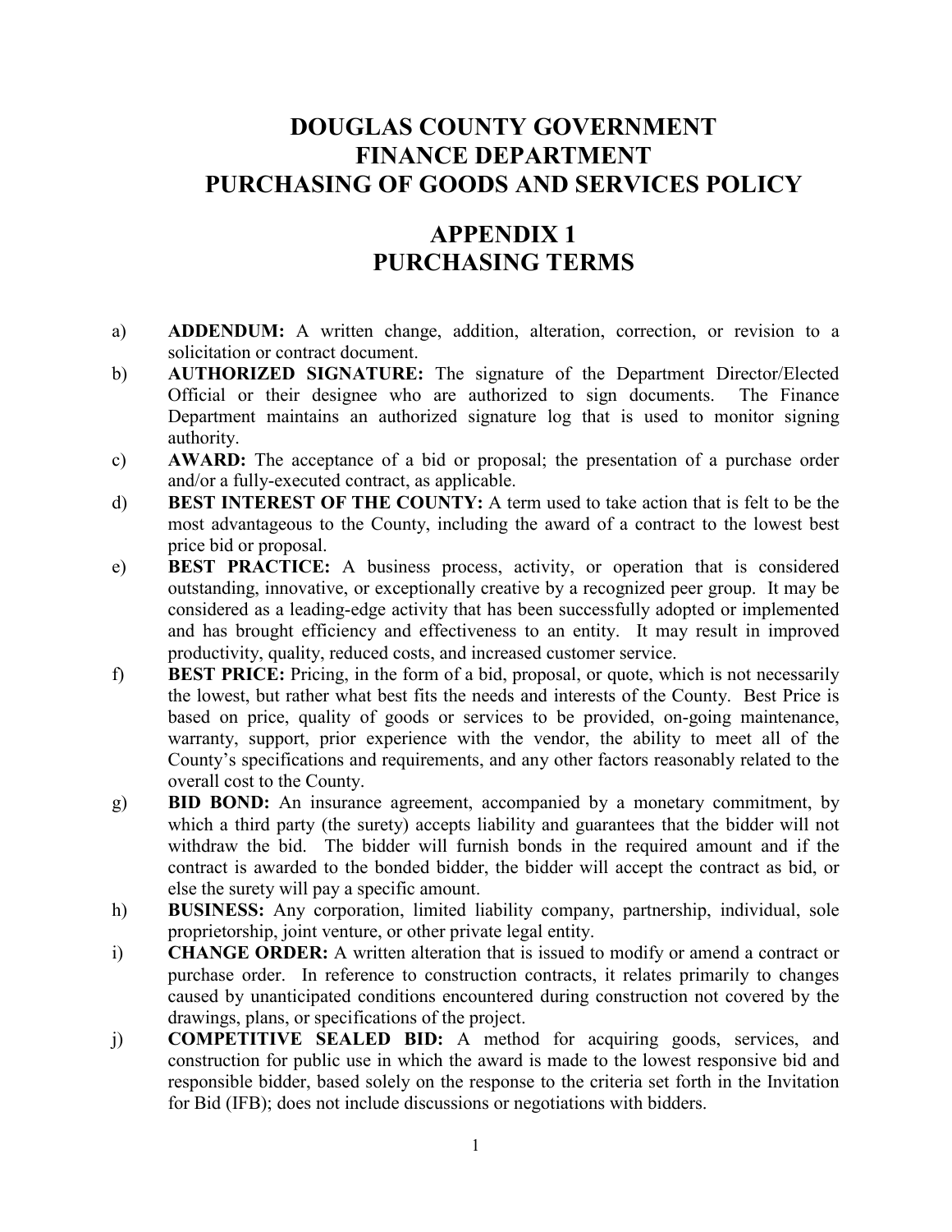# DOUGLAS COUNTY GOVERNMENT
# FINANCE DEPARTMENT
# PURCHASING OF GOODS AND SERVICES POLICY

## APPENDIX 1
## PURCHASING TERMS

a) **ADDENDUM:** A written change, addition, alteration, correction, or revision to a solicitation or contract document.

b) **AUTHORIZED SIGNATURE:** The signature of the Department Director/Elected Official or their designee who are authorized to sign documents. The Finance Department maintains an authorized signature log that is used to monitor signing authority.

c) **AWARD:** The acceptance of a bid or proposal; the presentation of a purchase order and/or a fully-executed contract, as applicable.

d) **BEST INTEREST OF THE COUNTY:** A term used to take action that is felt to be the most advantageous to the County, including the award of a contract to the lowest best price bid or proposal.

e) **BEST PRACTICE:** A business process, activity, or operation that is considered outstanding, innovative, or exceptionally creative by a recognized peer group. It may be considered as a leading-edge activity that has been successfully adopted or implemented and has brought efficiency and effectiveness to an entity. It may result in improved productivity, quality, reduced costs, and increased customer service.

f) **BEST PRICE:** Pricing, in the form of a bid, proposal, or quote, which is not necessarily the lowest, but rather what best fits the needs and interests of the County. Best Price is based on price, quality of goods or services to be provided, on-going maintenance, warranty, support, prior experience with the vendor, the ability to meet all of the County's specifications and requirements, and any other factors reasonably related to the overall cost to the County.

g) **BID BOND:** An insurance agreement, accompanied by a monetary commitment, by which a third party (the surety) accepts liability and guarantees that the bidder will not withdraw the bid. The bidder will furnish bonds in the required amount and if the contract is awarded to the bonded bidder, the bidder will accept the contract as bid, or else the surety will pay a specific amount.

h) **BUSINESS:** Any corporation, limited liability company, partnership, individual, sole proprietorship, joint venture, or other private legal entity.

i) **CHANGE ORDER:** A written alteration that is issued to modify or amend a contract or purchase order. In reference to construction contracts, it relates primarily to changes caused by unanticipated conditions encountered during construction not covered by the drawings, plans, or specifications of the project.

j) **COMPETITIVE SEALED BID:** A method for acquiring goods, services, and construction for public use in which the award is made to the lowest responsive bid and responsible bidder, based solely on the response to the criteria set forth in the Invitation for Bid (IFB); does not include discussions or negotiations with bidders.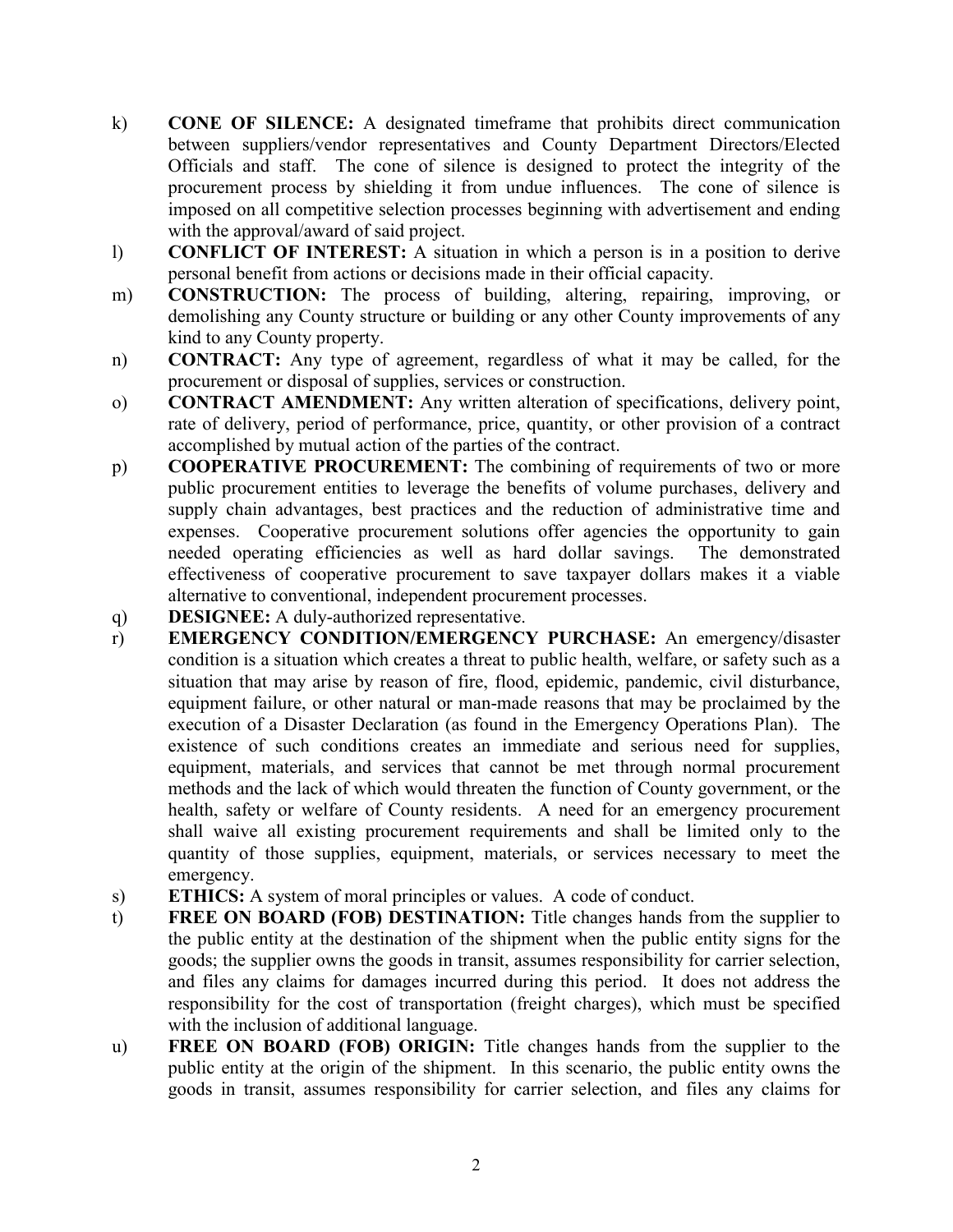k) **CONE OF SILENCE:** A designated timeframe that prohibits direct communication between suppliers/vendor representatives and County Department Directors/Elected Officials and staff. The cone of silence is designed to protect the integrity of the procurement process by shielding it from undue influences. The cone of silence is imposed on all competitive selection processes beginning with advertisement and ending with the approval/award of said project.

l) **CONFLICT OF INTEREST:** A situation in which a person is in a position to derive personal benefit from actions or decisions made in their official capacity.

m) **CONSTRUCTION:** The process of building, altering, repairing, improving, or demolishing any County structure or building or any other County improvements of any kind to any County property.

n) **CONTRACT:** Any type of agreement, regardless of what it may be called, for the procurement or disposal of supplies, services or construction.

o) **CONTRACT AMENDMENT:** Any written alteration of specifications, delivery point, rate of delivery, period of performance, price, quantity, or other provision of a contract accomplished by mutual action of the parties of the contract.

p) **COOPERATIVE PROCUREMENT:** The combining of requirements of two or more public procurement entities to leverage the benefits of volume purchases, delivery and supply chain advantages, best practices and the reduction of administrative time and expenses. Cooperative procurement solutions offer agencies the opportunity to gain needed operating efficiencies as well as hard dollar savings. The demonstrated effectiveness of cooperative procurement to save taxpayer dollars makes it a viable alternative to conventional, independent procurement processes.

q) **DESIGNEE:** A duly-authorized representative.

r) **EMERGENCY CONDITION/EMERGENCY PURCHASE:** An emergency/disaster condition is a situation which creates a threat to public health, welfare, or safety such as a situation that may arise by reason of fire, flood, epidemic, pandemic, civil disturbance, equipment failure, or other natural or man-made reasons that may be proclaimed by the execution of a Disaster Declaration (as found in the Emergency Operations Plan). The existence of such conditions creates an immediate and serious need for supplies, equipment, materials, and services that cannot be met through normal procurement methods and the lack of which would threaten the function of County government, or the health, safety or welfare of County residents. A need for an emergency procurement shall waive all existing procurement requirements and shall be limited only to the quantity of those supplies, equipment, materials, or services necessary to meet the emergency.

s) **ETHICS:** A system of moral principles or values. A code of conduct.

t) **FREE ON BOARD (FOB) DESTINATION:** Title changes hands from the supplier to the public entity at the destination of the shipment when the public entity signs for the goods; the supplier owns the goods in transit, assumes responsibility for carrier selection, and files any claims for damages incurred during this period. It does not address the responsibility for the cost of transportation (freight charges), which must be specified with the inclusion of additional language.

u) **FREE ON BOARD (FOB) ORIGIN:** Title changes hands from the supplier to the public entity at the origin of the shipment. In this scenario, the public entity owns the goods in transit, assumes responsibility for carrier selection, and files any claims for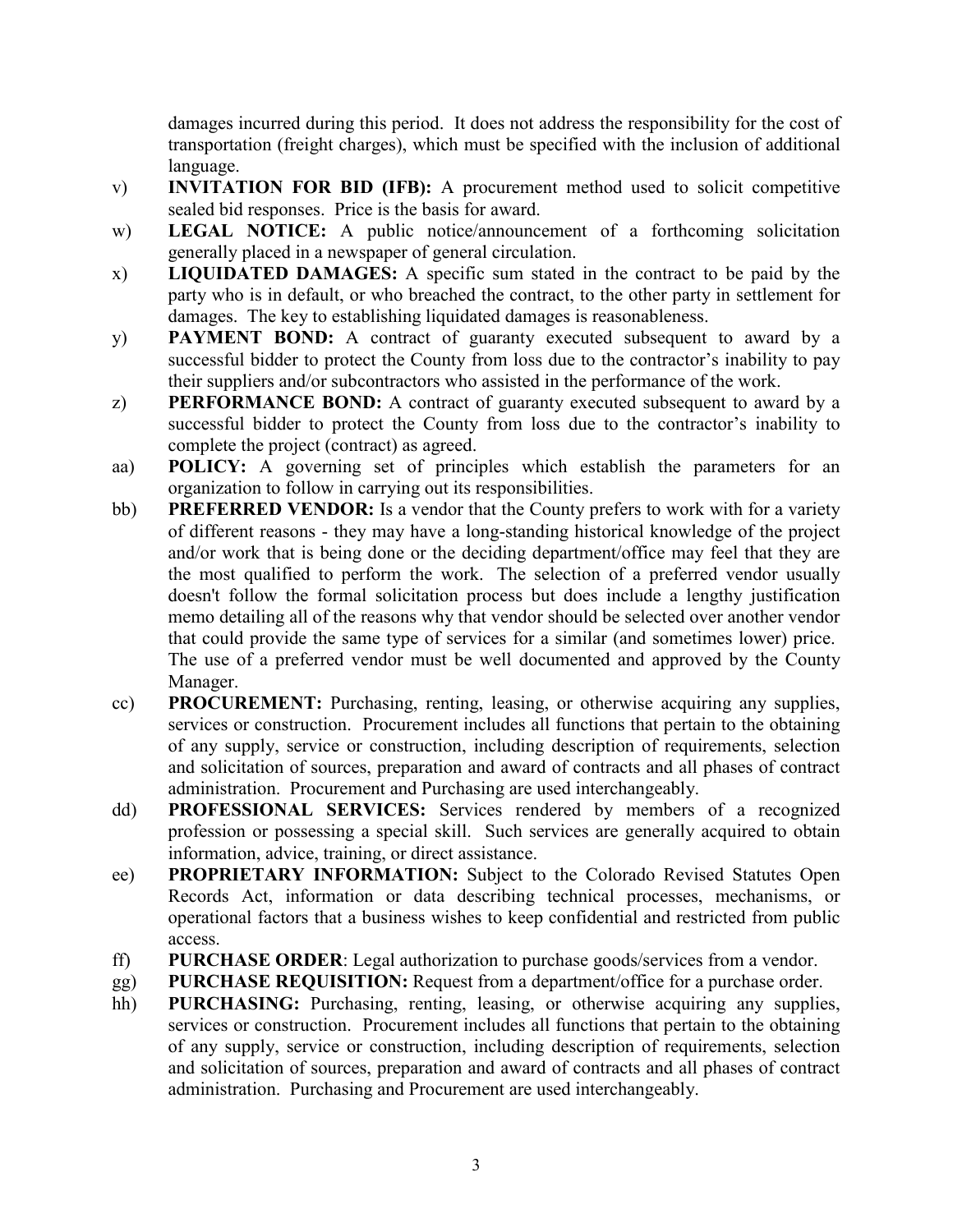damages incurred during this period. It does not address the responsibility for the cost of transportation (freight charges), which must be specified with the inclusion of additional language.

v) **INVITATION FOR BID (IFB):** A procurement method used to solicit competitive sealed bid responses. Price is the basis for award.

w) **LEGAL NOTICE:** A public notice/announcement of a forthcoming solicitation generally placed in a newspaper of general circulation.

x) **LIQUIDATED DAMAGES:** A specific sum stated in the contract to be paid by the party who is in default, or who breached the contract, to the other party in settlement for damages. The key to establishing liquidated damages is reasonableness.

y) **PAYMENT BOND:** A contract of guaranty executed subsequent to award by a successful bidder to protect the County from loss due to the contractor's inability to pay their suppliers and/or subcontractors who assisted in the performance of the work.

z) **PERFORMANCE BOND:** A contract of guaranty executed subsequent to award by a successful bidder to protect the County from loss due to the contractor's inability to complete the project (contract) as agreed.

aa) **POLICY:** A governing set of principles which establish the parameters for an organization to follow in carrying out its responsibilities.

bb) **PREFERRED VENDOR:** Is a vendor that the County prefers to work with for a variety of different reasons - they may have a long-standing historical knowledge of the project and/or work that is being done or the deciding department/office may feel that they are the most qualified to perform the work. The selection of a preferred vendor usually doesn't follow the formal solicitation process but does include a lengthy justification memo detailing all of the reasons why that vendor should be selected over another vendor that could provide the same type of services for a similar (and sometimes lower) price. The use of a preferred vendor must be well documented and approved by the County Manager.

cc) **PROCUREMENT:** Purchasing, renting, leasing, or otherwise acquiring any supplies, services or construction. Procurement includes all functions that pertain to the obtaining of any supply, service or construction, including description of requirements, selection and solicitation of sources, preparation and award of contracts and all phases of contract administration. Procurement and Purchasing are used interchangeably.

dd) **PROFESSIONAL SERVICES:** Services rendered by members of a recognized profession or possessing a special skill. Such services are generally acquired to obtain information, advice, training, or direct assistance.

ee) **PROPRIETARY INFORMATION:** Subject to the Colorado Revised Statutes Open Records Act, information or data describing technical processes, mechanisms, or operational factors that a business wishes to keep confidential and restricted from public access.

ff) **PURCHASE ORDER**: Legal authorization to purchase goods/services from a vendor.

gg) **PURCHASE REQUISITION:** Request from a department/office for a purchase order.

hh) **PURCHASING:** Purchasing, renting, leasing, or otherwise acquiring any supplies, services or construction. Procurement includes all functions that pertain to the obtaining of any supply, service or construction, including description of requirements, selection and solicitation of sources, preparation and award of contracts and all phases of contract administration. Purchasing and Procurement are used interchangeably.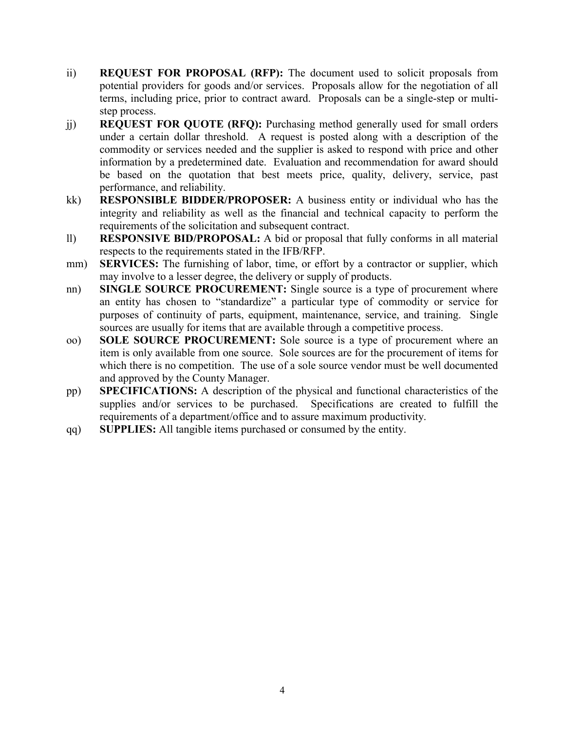ii) **REQUEST FOR PROPOSAL (RFP):** The document used to solicit proposals from potential providers for goods and/or services. Proposals allow for the negotiation of all terms, including price, prior to contract award. Proposals can be a single-step or multi-step process.

jj) **REQUEST FOR QUOTE (RFQ):** Purchasing method generally used for small orders under a certain dollar threshold. A request is posted along with a description of the commodity or services needed and the supplier is asked to respond with price and other information by a predetermined date. Evaluation and recommendation for award should be based on the quotation that best meets price, quality, delivery, service, past performance, and reliability.

kk) **RESPONSIBLE BIDDER/PROPOSER:** A business entity or individual who has the integrity and reliability as well as the financial and technical capacity to perform the requirements of the solicitation and subsequent contract.

ll) **RESPONSIVE BID/PROPOSAL:** A bid or proposal that fully conforms in all material respects to the requirements stated in the IFB/RFP.

mm) **SERVICES:** The furnishing of labor, time, or effort by a contractor or supplier, which may involve to a lesser degree, the delivery or supply of products.

nn) **SINGLE SOURCE PROCUREMENT:** Single source is a type of procurement where an entity has chosen to "standardize" a particular type of commodity or service for purposes of continuity of parts, equipment, maintenance, service, and training. Single sources are usually for items that are available through a competitive process.

oo) **SOLE SOURCE PROCUREMENT:** Sole source is a type of procurement where an item is only available from one source. Sole sources are for the procurement of items for which there is no competition. The use of a sole source vendor must be well documented and approved by the County Manager.

pp) **SPECIFICATIONS:** A description of the physical and functional characteristics of the supplies and/or services to be purchased. Specifications are created to fulfill the requirements of a department/office and to assure maximum productivity.

qq) **SUPPLIES:** All tangible items purchased or consumed by the entity.